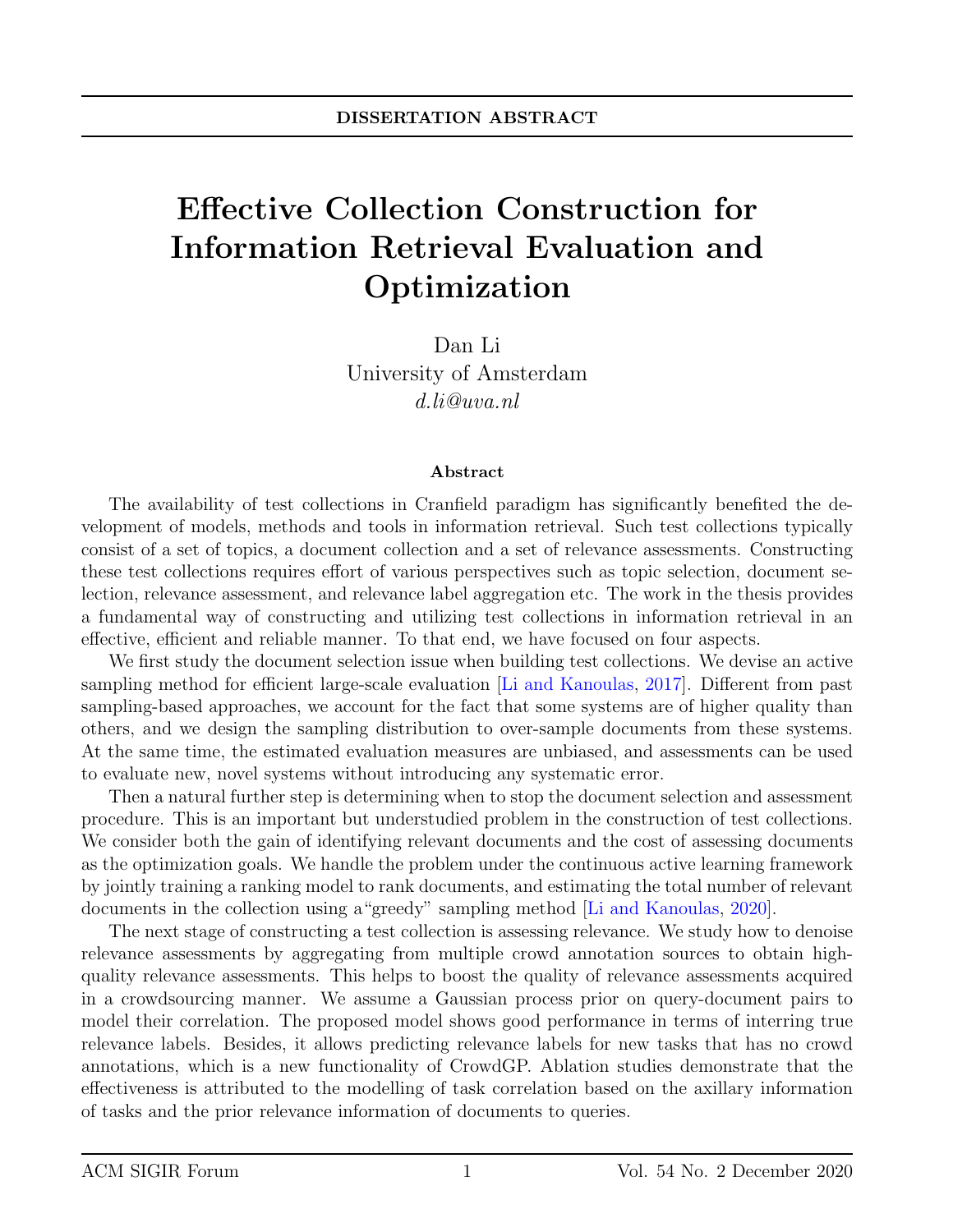**DISSERTATION ABSTRACT**

# Effective Collection Construction for Information Retrieval Evaluation and Optimization

Dan Li
University of Amsterdam
*d.li@uva.nl*

### Abstract

The availability of test collections in Cranfield paradigm has significantly benefited the development of models, methods and tools in information retrieval. Such test collections typically consist of a set of topics, a document collection and a set of relevance assessments. Constructing these test collections requires effort of various perspectives such as topic selection, document selection, relevance assessment, and relevance label aggregation etc. The work in the thesis provides a fundamental way of constructing and utilizing test collections in information retrieval in an effective, efficient and reliable manner. To that end, we have focused on four aspects.

We first study the document selection issue when building test collections. We devise an active sampling method for efficient large-scale evaluation [Li and Kanoulas, 2017]. Different from past sampling-based approaches, we account for the fact that some systems are of higher quality than others, and we design the sampling distribution to over-sample documents from these systems. At the same time, the estimated evaluation measures are unbiased, and assessments can be used to evaluate new, novel systems without introducing any systematic error.

Then a natural further step is determining when to stop the document selection and assessment procedure. This is an important but understudied problem in the construction of test collections. We consider both the gain of identifying relevant documents and the cost of assessing documents as the optimization goals. We handle the problem under the continuous active learning framework by jointly training a ranking model to rank documents, and estimating the total number of relevant documents in the collection using a"greedy" sampling method [Li and Kanoulas, 2020].

The next stage of constructing a test collection is assessing relevance. We study how to denoise relevance assessments by aggregating from multiple crowd annotation sources to obtain high-quality relevance assessments. This helps to boost the quality of relevance assessments acquired in a crowdsourcing manner. We assume a Gaussian process prior on query-document pairs to model their correlation. The proposed model shows good performance in terms of interring true relevance labels. Besides, it allows predicting relevance labels for new tasks that has no crowd annotations, which is a new functionality of CrowdGP. Ablation studies demonstrate that the effectiveness is attributed to the modelling of task correlation based on the axillary information of tasks and the prior relevance information of documents to queries.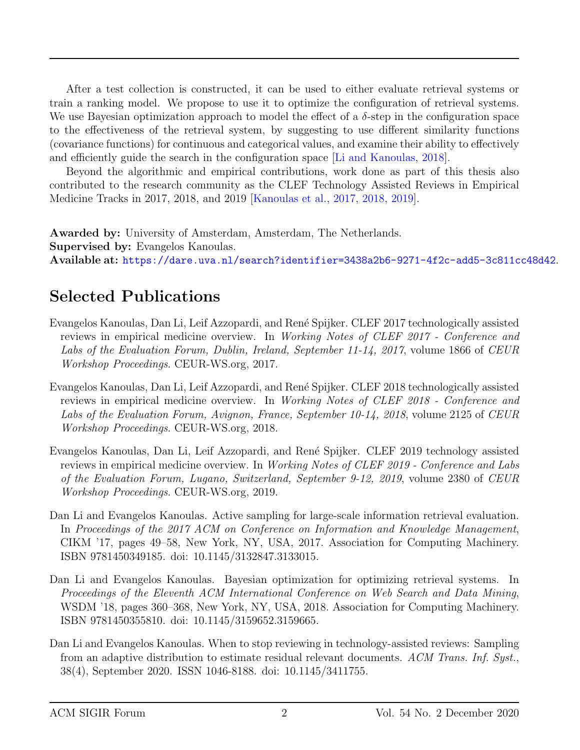After a test collection is constructed, it can be used to either evaluate retrieval systems or train a ranking model. We propose to use it to optimize the configuration of retrieval systems. We use Bayesian optimization approach to model the effect of a $\delta$-step in the configuration space to the effectiveness of the retrieval system, by suggesting to use different similarity functions (covariance functions) for continuous and categorical values, and examine their ability to effectively and efficiently guide the search in the configuration space [Li and Kanoulas, 2018].

Beyond the algorithmic and empirical contributions, work done as part of this thesis also contributed to the research community as the CLEF Technology Assisted Reviews in Empirical Medicine Tracks in 2017, 2018, and 2019 [Kanoulas et al., 2017, 2018, 2019].

**Awarded by:** University of Amsterdam, Amsterdam, The Netherlands.
**Supervised by:** Evangelos Kanoulas.
**Available at:** https://dare.uva.nl/search?identifier=3438a2b6-9271-4f2c-add5-3c811cc48d42.

## Selected Publications

Evangelos Kanoulas, Dan Li, Leif Azzopardi, and René Spijker. CLEF 2017 technologically assisted reviews in empirical medicine overview. In *Working Notes of CLEF 2017 - Conference and Labs of the Evaluation Forum, Dublin, Ireland, September 11-14, 2017*, volume 1866 of *CEUR Workshop Proceedings*. CEUR-WS.org, 2017.

Evangelos Kanoulas, Dan Li, Leif Azzopardi, and René Spijker. CLEF 2018 technologically assisted reviews in empirical medicine overview. In *Working Notes of CLEF 2018 - Conference and Labs of the Evaluation Forum, Avignon, France, September 10-14, 2018*, volume 2125 of *CEUR Workshop Proceedings*. CEUR-WS.org, 2018.

Evangelos Kanoulas, Dan Li, Leif Azzopardi, and René Spijker. CLEF 2019 technology assisted reviews in empirical medicine overview. In *Working Notes of CLEF 2019 - Conference and Labs of the Evaluation Forum, Lugano, Switzerland, September 9-12, 2019*, volume 2380 of *CEUR Workshop Proceedings*. CEUR-WS.org, 2019.

Dan Li and Evangelos Kanoulas. Active sampling for large-scale information retrieval evaluation. In *Proceedings of the 2017 ACM on Conference on Information and Knowledge Management*, CIKM '17, pages 49–58, New York, NY, USA, 2017. Association for Computing Machinery. ISBN 9781450349185. doi: 10.1145/3132847.3133015.

Dan Li and Evangelos Kanoulas. Bayesian optimization for optimizing retrieval systems. In *Proceedings of the Eleventh ACM International Conference on Web Search and Data Mining*, WSDM '18, pages 360–368, New York, NY, USA, 2018. Association for Computing Machinery. ISBN 9781450355810. doi: 10.1145/3159652.3159665.

Dan Li and Evangelos Kanoulas. When to stop reviewing in technology-assisted reviews: Sampling from an adaptive distribution to estimate residual relevant documents. *ACM Trans. Inf. Syst.*, 38(4), September 2020. ISSN 1046-8188. doi: 10.1145/3411755.